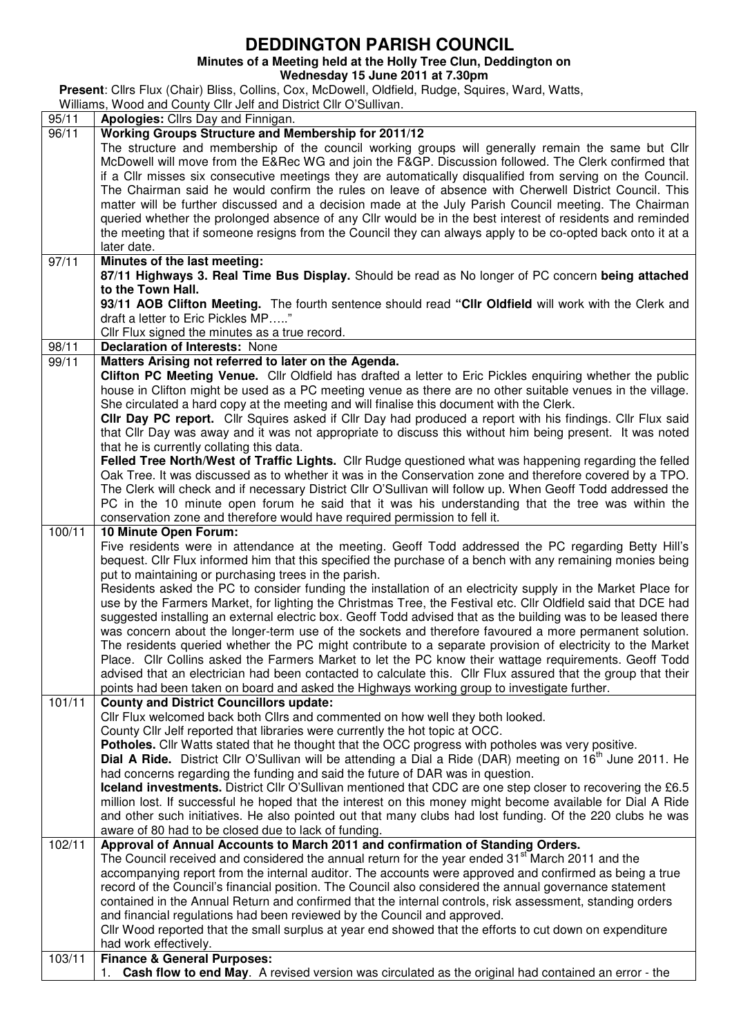# DEDDINGTON PARISH COUNCIL

**Minutes of a Meeting held at the Holly Tree Clun, Deddington on**
**Wednesday 15 June 2011 at 7.30pm**

**Present**: Cllrs Flux (Chair) Bliss, Collins, Cox, McDowell, Oldfield, Rudge, Squires, Ward, Watts, Williams, Wood and County Cllr Jelf and District Cllr O'Sullivan.

| | |
|---|---|
| 95/11 | **Apologies:** Cllrs Day and Finnigan. |
| 96/11 | **Working Groups Structure and Membership for 2011/12**<br>The structure and membership of the council working groups will generally remain the same but Cllr McDowell will move from the E&Rec WG and join the F&GP. Discussion followed. The Clerk confirmed that if a Cllr misses six consecutive meetings they are automatically disqualified from serving on the Council. The Chairman said he would confirm the rules on leave of absence with Cherwell District Council. This matter will be further discussed and a decision made at the July Parish Council meeting. The Chairman queried whether the prolonged absence of any Cllr would be in the best interest of residents and reminded the meeting that if someone resigns from the Council they can always apply to be co-opted back onto it at a later date. |
| 97/11 | **Minutes of the last meeting:**<br>**87/11 Highways 3. Real Time Bus Display.** Should be read as No longer of PC concern **being attached to the Town Hall.**<br>**93/11 AOB Clifton Meeting.** The fourth sentence should read **"Cllr Oldfield** will work with the Clerk and draft a letter to Eric Pickles MP….."<br>Cllr Flux signed the minutes as a true record. |
| 98/11 | **Declaration of Interests:** None |
| 99/11 | **Matters Arising not referred to later on the Agenda.**<br>**Clifton PC Meeting Venue.** Cllr Oldfield has drafted a letter to Eric Pickles enquiring whether the public house in Clifton might be used as a PC meeting venue as there are no other suitable venues in the village. She circulated a hard copy at the meeting and will finalise this document with the Clerk.<br>**Cllr Day PC report.** Cllr Squires asked if Cllr Day had produced a report with his findings. Cllr Flux said that Cllr Day was away and it was not appropriate to discuss this without him being present. It was noted that he is currently collating this data.<br>**Felled Tree North/West of Traffic Lights.** Cllr Rudge questioned what was happening regarding the felled Oak Tree. It was discussed as to whether it was in the Conservation zone and therefore covered by a TPO. The Clerk will check and if necessary District Cllr O'Sullivan will follow up. When Geoff Todd addressed the PC in the 10 minute open forum he said that it was his understanding that the tree was within the conservation zone and therefore would have required permission to fell it. |
| 100/11 | **10 Minute Open Forum:**<br>Five residents were in attendance at the meeting. Geoff Todd addressed the PC regarding Betty Hill's bequest. Cllr Flux informed him that this specified the purchase of a bench with any remaining monies being put to maintaining or purchasing trees in the parish.<br>Residents asked the PC to consider funding the installation of an electricity supply in the Market Place for use by the Farmers Market, for lighting the Christmas Tree, the Festival etc. Cllr Oldfield said that DCE had suggested installing an external electric box. Geoff Todd advised that as the building was to be leased there was concern about the longer-term use of the sockets and therefore favoured a more permanent solution. The residents queried whether the PC might contribute to a separate provision of electricity to the Market Place. Cllr Collins asked the Farmers Market to let the PC know their wattage requirements. Geoff Todd advised that an electrician had been contacted to calculate this. Cllr Flux assured that the group that their points had been taken on board and asked the Highways working group to investigate further. |
| 101/11 | **County and District Councillors update:**<br>Cllr Flux welcomed back both Cllrs and commented on how well they both looked.<br>County Cllr Jelf reported that libraries were currently the hot topic at OCC.<br>**Potholes.** Cllr Watts stated that he thought that the OCC progress with potholes was very positive.<br>**Dial A Ride.** District Cllr O'Sullivan will be attending a Dial a Ride (DAR) meeting on 16th June 2011. He had concerns regarding the funding and said the future of DAR was in question.<br>**Iceland investments.** District Cllr O'Sullivan mentioned that CDC are one step closer to recovering the £6.5 million lost. If successful he hoped that the interest on this money might become available for Dial A Ride and other such initiatives. He also pointed out that many clubs had lost funding. Of the 220 clubs he was aware of 80 had to be closed due to lack of funding. |
| 102/11 | **Approval of Annual Accounts to March 2011 and confirmation of Standing Orders.**<br>The Council received and considered the annual return for the year ended 31st March 2011 and the accompanying report from the internal auditor. The accounts were approved and confirmed as being a true record of the Council's financial position. The Council also considered the annual governance statement contained in the Annual Return and confirmed that the internal controls, risk assessment, standing orders and financial regulations had been reviewed by the Council and approved.<br>Cllr Wood reported that the small surplus at year end showed that the efforts to cut down on expenditure had work effectively. |
| 103/11 | **Finance & General Purposes:**<br>1. **Cash flow to end May**. A revised version was circulated as the original had contained an error - the |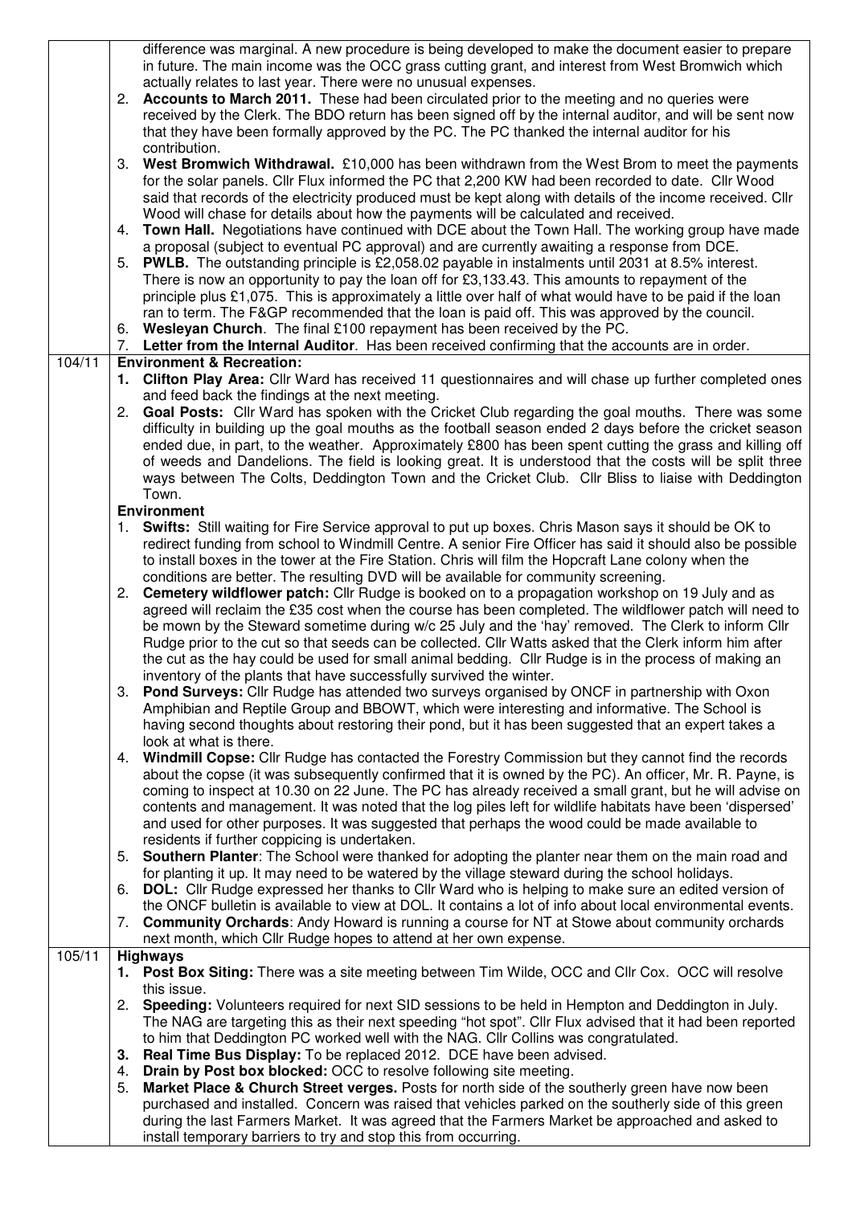| | |
|---|---|
| | difference was marginal. A new procedure is being developed to make the document easier to prepare in future. The main income was the OCC grass cutting grant, and interest from West Bromwich which actually relates to last year. There were no unusual expenses.<br>2. **Accounts to March 2011.** These had been circulated prior to the meeting and no queries were received by the Clerk. The BDO return has been signed off by the internal auditor, and will be sent now that they have been formally approved by the PC. The PC thanked the internal auditor for his contribution.<br>3. **West Bromwich Withdrawal.** £10,000 has been withdrawn from the West Brom to meet the payments for the solar panels. Cllr Flux informed the PC that 2,200 KW had been recorded to date. Cllr Wood said that records of the electricity produced must be kept along with details of the income received. Cllr Wood will chase for details about how the payments will be calculated and received.<br>4. **Town Hall.** Negotiations have continued with DCE about the Town Hall. The working group have made a proposal (subject to eventual PC approval) and are currently awaiting a response from DCE.<br>5. **PWLB.** The outstanding principle is £2,058.02 payable in instalments until 2031 at 8.5% interest. There is now an opportunity to pay the loan off for £3,133.43. This amounts to repayment of the principle plus £1,075. This is approximately a little over half of what would have to be paid if the loan ran to term. The F&GP recommended that the loan is paid off. This was approved by the council.<br>6. **Wesleyan Church**. The final £100 repayment has been received by the PC.<br>7. **Letter from the Internal Auditor**. Has been received confirming that the accounts are in order. |
| 104/11 | **Environment & Recreation:**<br>1. **Clifton Play Area:** Cllr Ward has received 11 questionnaires and will chase up further completed ones and feed back the findings at the next meeting.<br>2. **Goal Posts:** Cllr Ward has spoken with the Cricket Club regarding the goal mouths. There was some difficulty in building up the goal mouths as the football season ended 2 days before the cricket season ended due, in part, to the weather. Approximately £800 has been spent cutting the grass and killing off of weeds and Dandelions. The field is looking great. It is understood that the costs will be split three ways between The Colts, Deddington Town and the Cricket Club. Cllr Bliss to liaise with Deddington Town.<br>**Environment**<br>1. **Swifts:** Still waiting for Fire Service approval to put up boxes. Chris Mason says it should be OK to redirect funding from school to Windmill Centre. A senior Fire Officer has said it should also be possible to install boxes in the tower at the Fire Station. Chris will film the Hopcraft Lane colony when the conditions are better. The resulting DVD will be available for community screening.<br>2. **Cemetery wildflower patch:** Cllr Rudge is booked on to a propagation workshop on 19 July and as agreed will reclaim the £35 cost when the course has been completed. The wildflower patch will need to be mown by the Steward sometime during w/c 25 July and the 'hay' removed. The Clerk to inform Cllr Rudge prior to the cut so that seeds can be collected. Cllr Watts asked that the Clerk inform him after the cut as the hay could be used for small animal bedding. Cllr Rudge is in the process of making an inventory of the plants that have successfully survived the winter.<br>3. **Pond Surveys:** Cllr Rudge has attended two surveys organised by ONCF in partnership with Oxon Amphibian and Reptile Group and BBOWT, which were interesting and informative. The School is having second thoughts about restoring their pond, but it has been suggested that an expert takes a look at what is there.<br>4. **Windmill Copse:** Cllr Rudge has contacted the Forestry Commission but they cannot find the records about the copse (it was subsequently confirmed that it is owned by the PC). An officer, Mr. R. Payne, is coming to inspect at 10.30 on 22 June. The PC has already received a small grant, but he will advise on contents and management. It was noted that the log piles left for wildlife habitats have been 'dispersed' and used for other purposes. It was suggested that perhaps the wood could be made available to residents if further coppicing is undertaken.<br>5. **Southern Planter**: The School were thanked for adopting the planter near them on the main road and for planting it up. It may need to be watered by the village steward during the school holidays.<br>6. **DOL:** Cllr Rudge expressed her thanks to Cllr Ward who is helping to make sure an edited version of the ONCF bulletin is available to view at DOL. It contains a lot of info about local environmental events.<br>7. **Community Orchards**: Andy Howard is running a course for NT at Stowe about community orchards next month, which Cllr Rudge hopes to attend at her own expense. |
| 105/11 | **Highways**<br>1. **Post Box Siting:** There was a site meeting between Tim Wilde, OCC and Cllr Cox. OCC will resolve this issue.<br>2. **Speeding:** Volunteers required for next SID sessions to be held in Hempton and Deddington in July. The NAG are targeting this as their next speeding "hot spot". Cllr Flux advised that it had been reported to him that Deddington PC worked well with the NAG. Cllr Collins was congratulated.<br>3. **Real Time Bus Display:** To be replaced 2012. DCE have been advised.<br>4. **Drain by Post box blocked:** OCC to resolve following site meeting.<br>5. **Market Place & Church Street verges.** Posts for north side of the southerly green have now been purchased and installed. Concern was raised that vehicles parked on the southerly side of this green during the last Farmers Market. It was agreed that the Farmers Market be approached and asked to install temporary barriers to try and stop this from occurring. |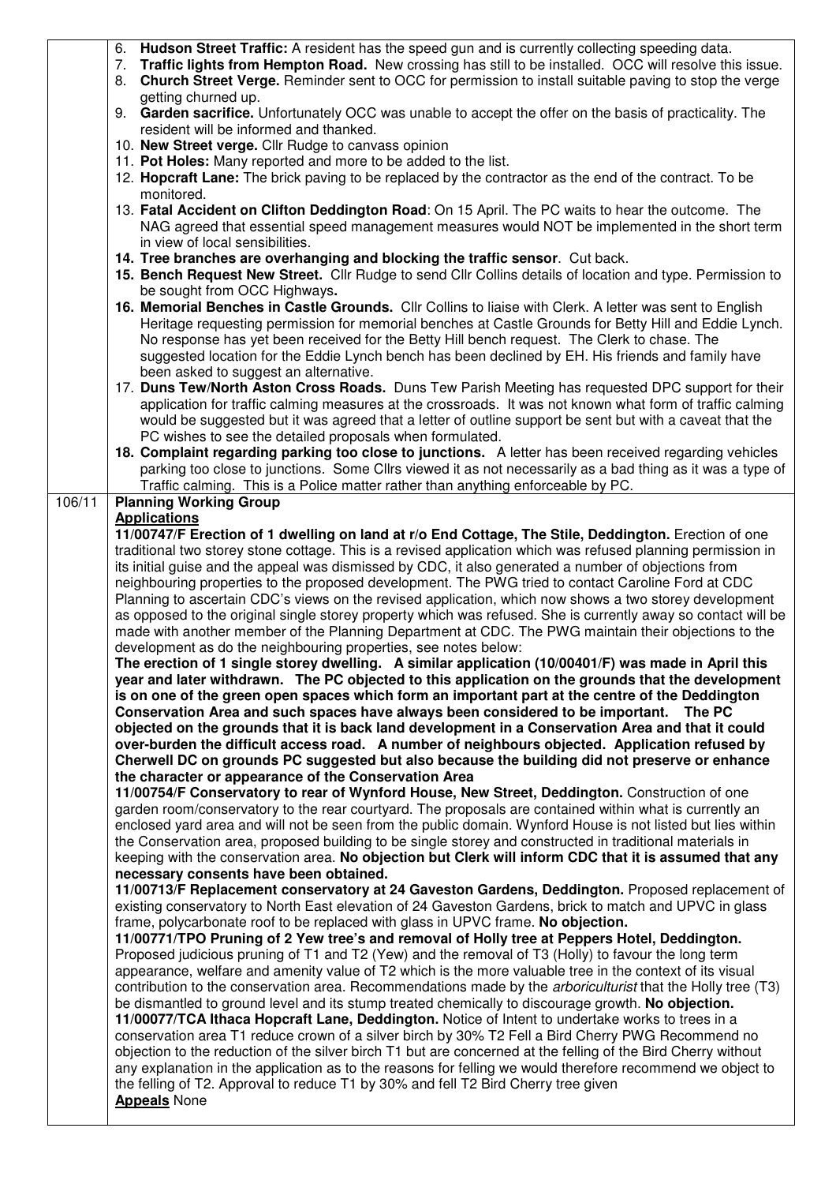| | |
|---|---|
| | 6. **Hudson Street Traffic:** A resident has the speed gun and is currently collecting speeding data.<br>7. **Traffic lights from Hempton Road.** New crossing has still to be installed. OCC will resolve this issue.<br>8. **Church Street Verge.** Reminder sent to OCC for permission to install suitable paving to stop the verge getting churned up.<br>9. **Garden sacrifice.** Unfortunately OCC was unable to accept the offer on the basis of practicality. The resident will be informed and thanked.<br>10. **New Street verge.** Cllr Rudge to canvass opinion<br>11. **Pot Holes:** Many reported and more to be added to the list.<br>12. **Hopcraft Lane:** The brick paving to be replaced by the contractor as the end of the contract. To be monitored.<br>13. **Fatal Accident on Clifton Deddington Road**: On 15 April. The PC waits to hear the outcome. The NAG agreed that essential speed management measures would NOT be implemented in the short term in view of local sensibilities.<br>14. **Tree branches are overhanging and blocking the traffic sensor**. Cut back.<br>15. **Bench Request New Street.** Cllr Rudge to send Cllr Collins details of location and type. Permission to be sought from OCC Highways**.**<br>16. **Memorial Benches in Castle Grounds.** Cllr Collins to liaise with Clerk. A letter was sent to English Heritage requesting permission for memorial benches at Castle Grounds for Betty Hill and Eddie Lynch. No response has yet been received for the Betty Hill bench request. The Clerk to chase. The suggested location for the Eddie Lynch bench has been declined by EH. His friends and family have been asked to suggest an alternative.<br>17. **Duns Tew/North Aston Cross Roads.** Duns Tew Parish Meeting has requested DPC support for their application for traffic calming measures at the crossroads. It was not known what form of traffic calming would be suggested but it was agreed that a letter of outline support be sent but with a caveat that the PC wishes to see the detailed proposals when formulated.<br>18. **Complaint regarding parking too close to junctions.** A letter has been received regarding vehicles parking too close to junctions. Some Cllrs viewed it as not necessarily as a bad thing as it was a type of Traffic calming. This is a Police matter rather than anything enforceable by PC. |
| 106/11 | **Planning Working Group**<br>**Applications**<br>**11/00747/F Erection of 1 dwelling on land at r/o End Cottage, The Stile, Deddington.** Erection of one traditional two storey stone cottage. This is a revised application which was refused planning permission in its initial guise and the appeal was dismissed by CDC, it also generated a number of objections from neighbouring properties to the proposed development. The PWG tried to contact Caroline Ford at CDC Planning to ascertain CDC's views on the revised application, which now shows a two storey development as opposed to the original single storey property which was refused. She is currently away so contact will be made with another member of the Planning Department at CDC. The PWG maintain their objections to the development as do the neighbouring properties, see notes below:<br>**The erection of 1 single storey dwelling. A similar application (10/00401/F) was made in April this year and later withdrawn. The PC objected to this application on the grounds that the development is on one of the green open spaces which form an important part at the centre of the Deddington Conservation Area and such spaces have always been considered to be important. The PC objected on the grounds that it is back land development in a Conservation Area and that it could over-burden the difficult access road. A number of neighbours objected. Application refused by Cherwell DC on grounds PC suggested but also because the building did not preserve or enhance the character or appearance of the Conservation Area**<br>**11/00754/F Conservatory to rear of Wynford House, New Street, Deddington.** Construction of one garden room/conservatory to the rear courtyard. The proposals are contained within what is currently an enclosed yard area and will not be seen from the public domain. Wynford House is not listed but lies within the Conservation area, proposed building to be single storey and constructed in traditional materials in keeping with the conservation area. **No objection but Clerk will inform CDC that it is assumed that any necessary consents have been obtained.**<br>**11/00713/F Replacement conservatory at 24 Gaveston Gardens, Deddington.** Proposed replacement of existing conservatory to North East elevation of 24 Gaveston Gardens, brick to match and UPVC in glass frame, polycarbonate roof to be replaced with glass in UPVC frame. **No objection.**<br>**11/00771/TPO Pruning of 2 Yew tree's and removal of Holly tree at Peppers Hotel, Deddington.** Proposed judicious pruning of T1 and T2 (Yew) and the removal of T3 (Holly) to favour the long term appearance, welfare and amenity value of T2 which is the more valuable tree in the context of its visual contribution to the conservation area. Recommendations made by the *arboriculturist* that the Holly tree (T3) be dismantled to ground level and its stump treated chemically to discourage growth. **No objection.**<br>**11/00077/TCA Ithaca Hopcraft Lane, Deddington.** Notice of Intent to undertake works to trees in a conservation area T1 reduce crown of a silver birch by 30% T2 Fell a Bird Cherry PWG Recommend no objection to the reduction of the silver birch T1 but are concerned at the felling of the Bird Cherry without any explanation in the application as to the reasons for felling we would therefore recommend we object to the felling of T2. Approval to reduce T1 by 30% and fell T2 Bird Cherry tree given<br>**Appeals** None |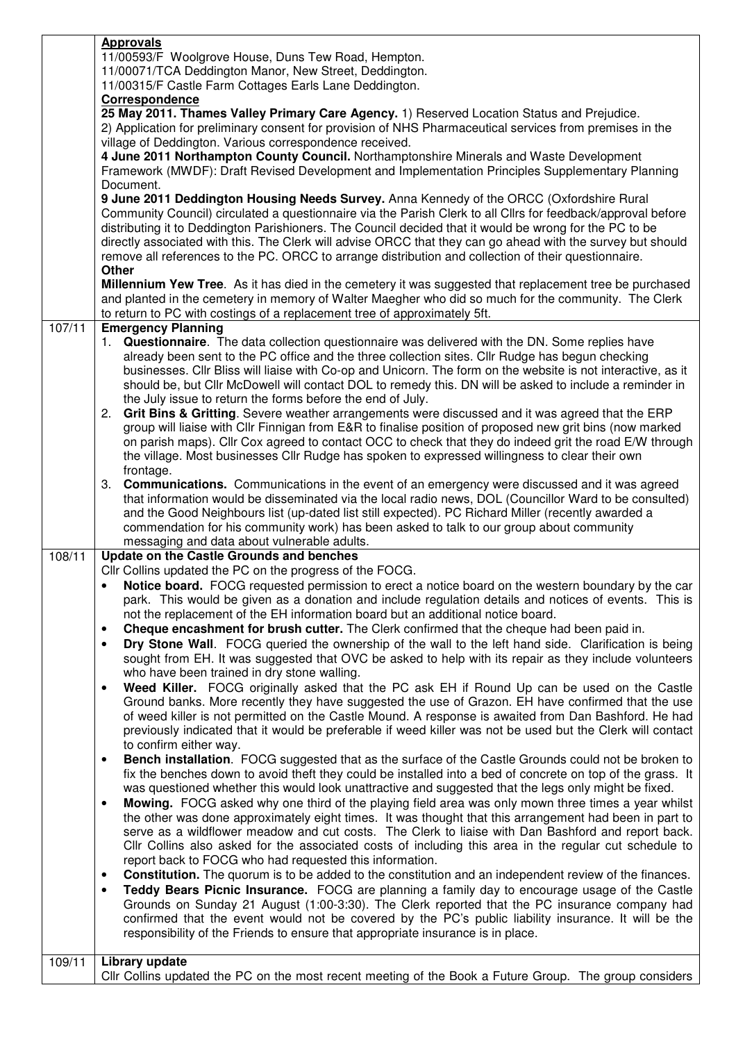|  |  |
| --- | --- |
|  | **Approvals**<br>11/00593/F Woolgrove House, Duns Tew Road, Hempton.<br>11/00071/TCA Deddington Manor, New Street, Deddington.<br>11/00315/F Castle Farm Cottages Earls Lane Deddington.<br>**Correspondence**<br>**25 May 2011. Thames Valley Primary Care Agency.** 1) Reserved Location Status and Prejudice. 2) Application for preliminary consent for provision of NHS Pharmaceutical services from premises in the village of Deddington. Various correspondence received.<br>**4 June 2011 Northampton County Council.** Northamptonshire Minerals and Waste Development Framework (MWDF): Draft Revised Development and Implementation Principles Supplementary Planning Document.<br>**9 June 2011 Deddington Housing Needs Survey.** Anna Kennedy of the ORCC (Oxfordshire Rural Community Council) circulated a questionnaire via the Parish Clerk to all Cllrs for feedback/approval before distributing it to Deddington Parishioners. The Council decided that it would be wrong for the PC to be directly associated with this. The Clerk will advise ORCC that they can go ahead with the survey but should remove all references to the PC. ORCC to arrange distribution and collection of their questionnaire.<br>**Other**<br>**Millennium Yew Tree**. As it has died in the cemetery it was suggested that replacement tree be purchased and planted in the cemetery in memory of Walter Maegher who did so much for the community. The Clerk to return to PC with costings of a replacement tree of approximately 5ft. |
| 107/11 | **Emergency Planning**<br>1. **Questionnaire**. The data collection questionnaire was delivered with the DN. Some replies have already been sent to the PC office and the three collection sites. Cllr Rudge has begun checking businesses. Cllr Bliss will liaise with Co-op and Unicorn. The form on the website is not interactive, as it should be, but Cllr McDowell will contact DOL to remedy this. DN will be asked to include a reminder in the July issue to return the forms before the end of July.<br>2. **Grit Bins & Gritting**. Severe weather arrangements were discussed and it was agreed that the ERP group will liaise with Cllr Finnigan from E&R to finalise position of proposed new grit bins (now marked on parish maps). Cllr Cox agreed to contact OCC to check that they do indeed grit the road E/W through the village. Most businesses Cllr Rudge has spoken to expressed willingness to clear their own frontage.<br>3. **Communications.** Communications in the event of an emergency were discussed and it was agreed that information would be disseminated via the local radio news, DOL (Councillor Ward to be consulted) and the Good Neighbours list (up-dated list still expected). PC Richard Miller (recently awarded a commendation for his community work) has been asked to talk to our group about community messaging and data about vulnerable adults. |
| 108/11 | **Update on the Castle Grounds and benches**<br>Cllr Collins updated the PC on the progress of the FOCG.<br>• **Notice board.** FOCG requested permission to erect a notice board on the western boundary by the car park. This would be given as a donation and include regulation details and notices of events. This is not the replacement of the EH information board but an additional notice board.<br>• **Cheque encashment for brush cutter.** The Clerk confirmed that the cheque had been paid in.<br>• **Dry Stone Wall**. FOCG queried the ownership of the wall to the left hand side. Clarification is being sought from EH. It was suggested that OVC be asked to help with its repair as they include volunteers who have been trained in dry stone walling.<br>• **Weed Killer.** FOCG originally asked that the PC ask EH if Round Up can be used on the Castle Ground banks. More recently they have suggested the use of Grazon. EH have confirmed that the use of weed killer is not permitted on the Castle Mound. A response is awaited from Dan Bashford. He had previously indicated that it would be preferable if weed killer was not be used but the Clerk will contact to confirm either way.<br>• **Bench installation**. FOCG suggested that as the surface of the Castle Grounds could not be broken to fix the benches down to avoid theft they could be installed into a bed of concrete on top of the grass. It was questioned whether this would look unattractive and suggested that the legs only might be fixed.<br>• **Mowing.** FOCG asked why one third of the playing field area was only mown three times a year whilst the other was done approximately eight times. It was thought that this arrangement had been in part to serve as a wildflower meadow and cut costs. The Clerk to liaise with Dan Bashford and report back. Cllr Collins also asked for the associated costs of including this area in the regular cut schedule to report back to FOCG who had requested this information.<br>• **Constitution.** The quorum is to be added to the constitution and an independent review of the finances.<br>• **Teddy Bears Picnic Insurance.** FOCG are planning a family day to encourage usage of the Castle Grounds on Sunday 21 August (1:00-3:30). The Clerk reported that the PC insurance company had confirmed that the event would not be covered by the PC's public liability insurance. It will be the responsibility of the Friends to ensure that appropriate insurance is in place. |
| 109/11 | **Library update**<br>Cllr Collins updated the PC on the most recent meeting of the Book a Future Group. The group considers |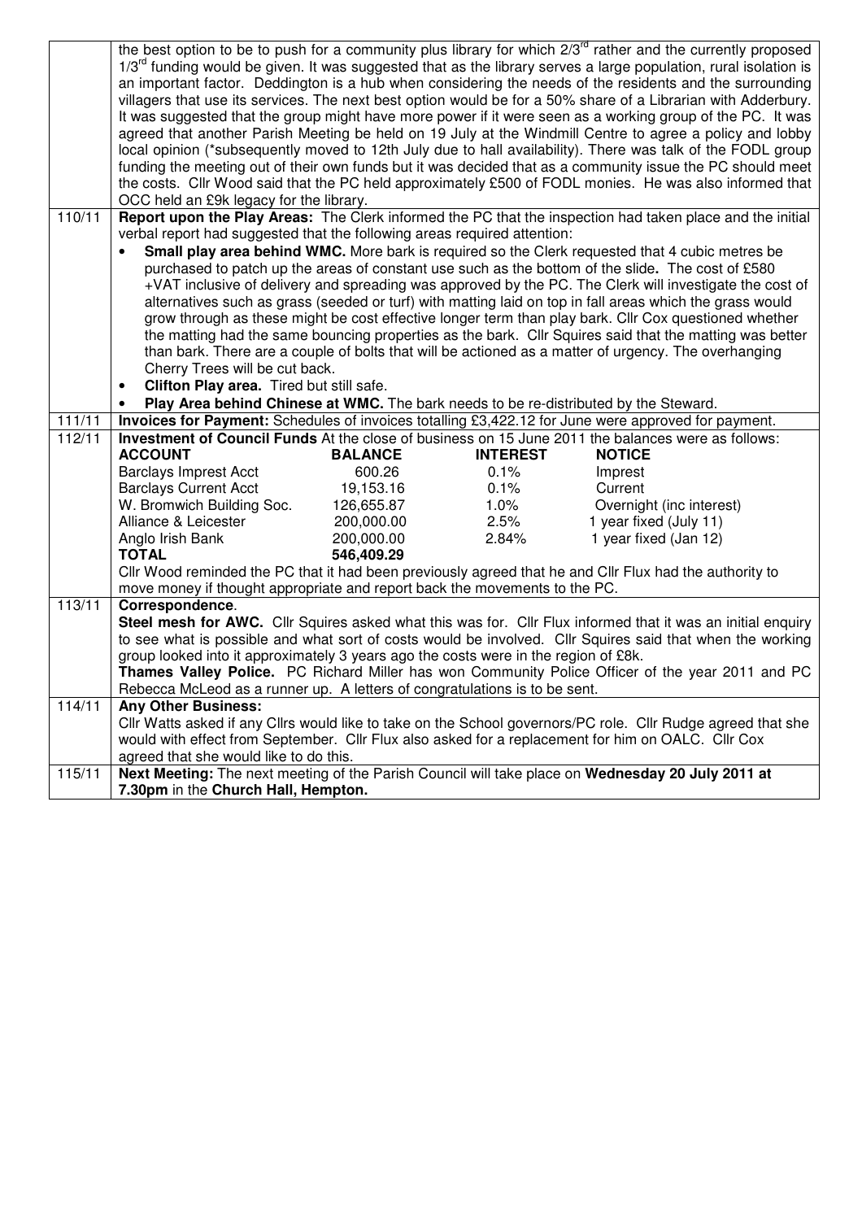| | |
|---|---|
| | the best option to be to push for a community plus library for which 2/3rd rather and the currently proposed 1/3rd funding would be given. It was suggested that as the library serves a large population, rural isolation is an important factor. Deddington is a hub when considering the needs of the residents and the surrounding villagers that use its services. The next best option would be for a 50% share of a Librarian with Adderbury. It was suggested that the group might have more power if it were seen as a working group of the PC. It was agreed that another Parish Meeting be held on 19 July at the Windmill Centre to agree a policy and lobby local opinion (*subsequently moved to 12th July due to hall availability). There was talk of the FODL group funding the meeting out of their own funds but it was decided that as a community issue the PC should meet the costs. Cllr Wood said that the PC held approximately £500 of FODL monies. He was also informed that OCC held an £9k legacy for the library. |
| 110/11 | **Report upon the Play Areas:** The Clerk informed the PC that the inspection had taken place and the initial verbal report had suggested that the following areas required attention:<br>• **Small play area behind WMC.** More bark is required so the Clerk requested that 4 cubic metres be purchased to patch up the areas of constant use such as the bottom of the slide**.** The cost of £580 +VAT inclusive of delivery and spreading was approved by the PC. The Clerk will investigate the cost of alternatives such as grass (seeded or turf) with matting laid on top in fall areas which the grass would grow through as these might be cost effective longer term than play bark. Cllr Cox questioned whether the matting had the same bouncing properties as the bark. Cllr Squires said that the matting was better than bark. There are a couple of bolts that will be actioned as a matter of urgency. The overhanging Cherry Trees will be cut back.<br>• **Clifton Play area.** Tired but still safe.<br>• **Play Area behind Chinese at WMC.** The bark needs to be re-distributed by the Steward. |
| 111/11 | **Invoices for Payment:** Schedules of invoices totalling £3,422.12 for June were approved for payment. |
| 112/11 | **Investment of Council Funds** At the close of business on 15 June 2011 the balances were as follows:<br>**ACCOUNT / BALANCE / INTEREST / NOTICE**<br>Barclays Imprest Acct / 600.26 / 0.1% / Imprest<br>Barclays Current Acct / 19,153.16 / 0.1% / Current<br>W. Bromwich Building Soc. / 126,655.87 / 1.0% / Overnight (inc interest)<br>Alliance & Leicester / 200,000.00 / 2.5% / 1 year fixed (July 11)<br>Anglo Irish Bank / 200,000.00 / 2.84% / 1 year fixed (Jan 12)<br>**TOTAL / 546,409.29**<br>Cllr Wood reminded the PC that it had been previously agreed that he and Cllr Flux had the authority to move money if thought appropriate and report back the movements to the PC. |
| 113/11 | **Correspondence**.<br>**Steel mesh for AWC.** Cllr Squires asked what this was for. Cllr Flux informed that it was an initial enquiry to see what is possible and what sort of costs would be involved. Cllr Squires said that when the working group looked into it approximately 3 years ago the costs were in the region of £8k.<br>**Thames Valley Police.** PC Richard Miller has won Community Police Officer of the year 2011 and PC Rebecca McLeod as a runner up. A letters of congratulations is to be sent. |
| 114/11 | **Any Other Business:**<br>Cllr Watts asked if any Cllrs would like to take on the School governors/PC role. Cllr Rudge agreed that she would with effect from September. Cllr Flux also asked for a replacement for him on OALC. Cllr Cox agreed that she would like to do this. |
| 115/11 | **Next Meeting:** The next meeting of the Parish Council will take place on **Wednesday 20 July 2011 at 7.30pm** in the **Church Hall, Hempton.** |